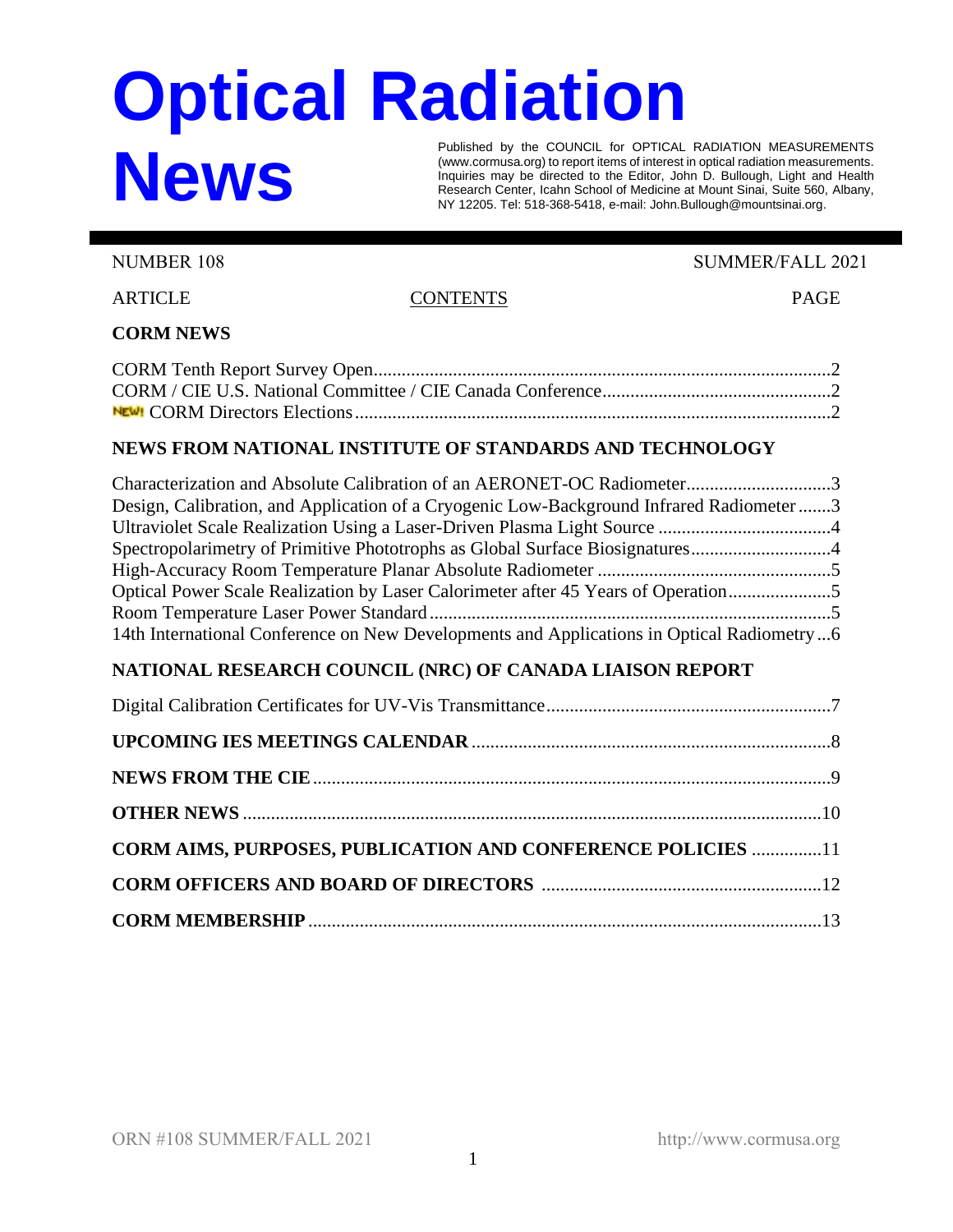# Optical Radiation News

Published by the COUNCIL for OPTICAL RADIATION MEASUREMENTS (www.cormusa.org) to report items of interest in optical radiation measurements. Inquiries may be directed to the Editor, John D. Bullough, Light and Health Research Center, Icahn School of Medicine at Mount Sinai, Suite 560, Albany, NY 12205. Tel: 518-368-5418, e-mail: John.Bullough@mountsinai.org.

NUMBER 108 SUMMER/FALL 2021

ARTICLE CONTENTS PAGE

**CORM NEWS**

CORM Tenth Report Survey Open....2
CORM / CIE U.S. National Committee / CIE Canada Conference....2
NEW! CORM Directors Elections....2

**NEWS FROM NATIONAL INSTITUTE OF STANDARDS AND TECHNOLOGY**

Characterization and Absolute Calibration of an AERONET-OC Radiometer....3
Design, Calibration, and Application of a Cryogenic Low-Background Infrared Radiometer....3
Ultraviolet Scale Realization Using a Laser-Driven Plasma Light Source....4
Spectropolarimetry of Primitive Phototrophs as Global Surface Biosignatures....4
High-Accuracy Room Temperature Planar Absolute Radiometer....5
Optical Power Scale Realization by Laser Calorimeter after 45 Years of Operation....5
Room Temperature Laser Power Standard....5
14th International Conference on New Developments and Applications in Optical Radiometry....6

**NATIONAL RESEARCH COUNCIL (NRC) OF CANADA LIAISON REPORT**

Digital Calibration Certificates for UV-Vis Transmittance....7

**UPCOMING IES MEETINGS CALENDAR**....8

**NEWS FROM THE CIE**....9

**OTHER NEWS**....10

**CORM AIMS, PURPOSES, PUBLICATION AND CONFERENCE POLICIES**....11

**CORM OFFICERS AND BOARD OF DIRECTORS**....12

**CORM MEMBERSHIP**....13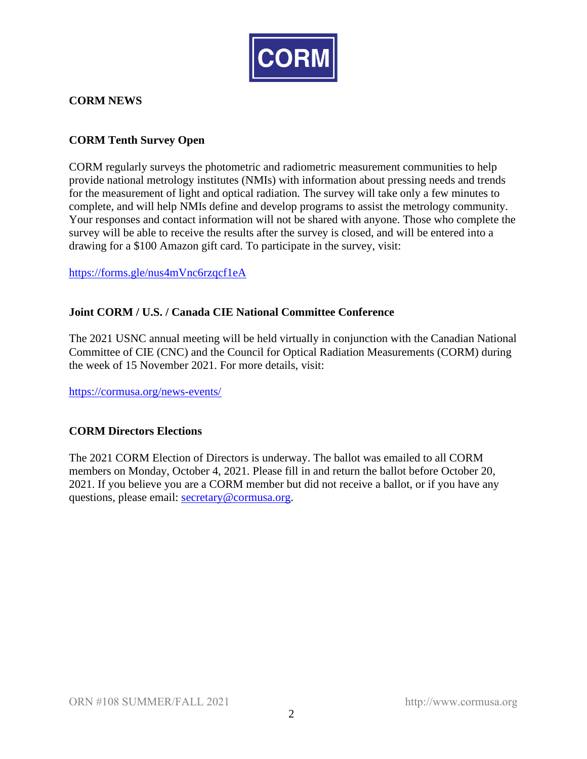CORM

# CORM NEWS

## CORM Tenth Survey Open

CORM regularly surveys the photometric and radiometric measurement communities to help provide national metrology institutes (NMIs) with information about pressing needs and trends for the measurement of light and optical radiation. The survey will take only a few minutes to complete, and will help NMIs define and develop programs to assist the metrology community. Your responses and contact information will not be shared with anyone. Those who complete the survey will be able to receive the results after the survey is closed, and will be entered into a drawing for a $100 Amazon gift card. To participate in the survey, visit:

https://forms.gle/nus4mVnc6rzqcf1eA

## Joint CORM / U.S. / Canada CIE National Committee Conference

The 2021 USNC annual meeting will be held virtually in conjunction with the Canadian National Committee of CIE (CNC) and the Council for Optical Radiation Measurements (CORM) during the week of 15 November 2021. For more details, visit:

https://cormusa.org/news-events/

## CORM Directors Elections

The 2021 CORM Election of Directors is underway. The ballot was emailed to all CORM members on Monday, October 4, 2021. Please fill in and return the ballot before October 20, 2021. If you believe you are a CORM member but did not receive a ballot, or if you have any questions, please email: secretary@cormusa.org.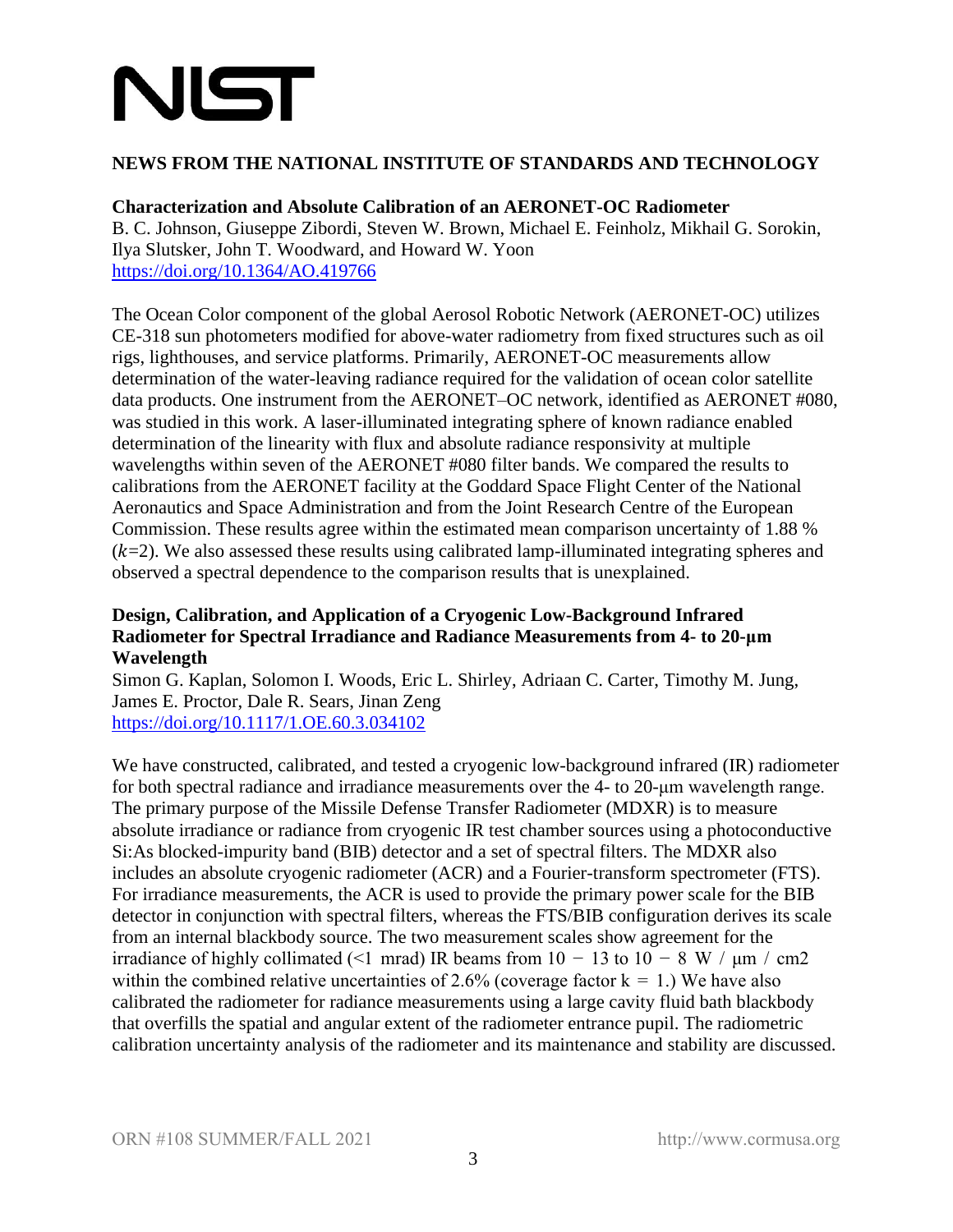NIST

## NEWS FROM THE NATIONAL INSTITUTE OF STANDARDS AND TECHNOLOGY

### Characterization and Absolute Calibration of an AERONET-OC Radiometer

B. C. Johnson, Giuseppe Zibordi, Steven W. Brown, Michael E. Feinholz, Mikhail G. Sorokin, Ilya Slutsker, John T. Woodward, and Howard W. Yoon
https://doi.org/10.1364/AO.419766

The Ocean Color component of the global Aerosol Robotic Network (AERONET-OC) utilizes CE-318 sun photometers modified for above-water radiometry from fixed structures such as oil rigs, lighthouses, and service platforms. Primarily, AERONET-OC measurements allow determination of the water-leaving radiance required for the validation of ocean color satellite data products. One instrument from the AERONET–OC network, identified as AERONET #080, was studied in this work. A laser-illuminated integrating sphere of known radiance enabled determination of the linearity with flux and absolute radiance responsivity at multiple wavelengths within seven of the AERONET #080 filter bands. We compared the results to calibrations from the AERONET facility at the Goddard Space Flight Center of the National Aeronautics and Space Administration and from the Joint Research Centre of the European Commission. These results agree within the estimated mean comparison uncertainty of 1.88 % ($k$=2). We also assessed these results using calibrated lamp-illuminated integrating spheres and observed a spectral dependence to the comparison results that is unexplained.

### Design, Calibration, and Application of a Cryogenic Low-Background Infrared Radiometer for Spectral Irradiance and Radiance Measurements from 4- to 20-µm Wavelength

Simon G. Kaplan, Solomon I. Woods, Eric L. Shirley, Adriaan C. Carter, Timothy M. Jung, James E. Proctor, Dale R. Sears, Jinan Zeng
https://doi.org/10.1117/1.OE.60.3.034102

We have constructed, calibrated, and tested a cryogenic low-background infrared (IR) radiometer for both spectral radiance and irradiance measurements over the 4- to 20-µm wavelength range. The primary purpose of the Missile Defense Transfer Radiometer (MDXR) is to measure absolute irradiance or radiance from cryogenic IR test chamber sources using a photoconductive Si:As blocked-impurity band (BIB) detector and a set of spectral filters. The MDXR also includes an absolute cryogenic radiometer (ACR) and a Fourier-transform spectrometer (FTS). For irradiance measurements, the ACR is used to provide the primary power scale for the BIB detector in conjunction with spectral filters, whereas the FTS/BIB configuration derives its scale from an internal blackbody source. The two measurement scales show agreement for the irradiance of highly collimated (<1 mrad) IR beams from 10 − 13 to 10 − 8 W / µm / cm2 within the combined relative uncertainties of 2.6% (coverage factor k = 1.) We have also calibrated the radiometer for radiance measurements using a large cavity fluid bath blackbody that overfills the spatial and angular extent of the radiometer entrance pupil. The radiometric calibration uncertainty analysis of the radiometer and its maintenance and stability are discussed.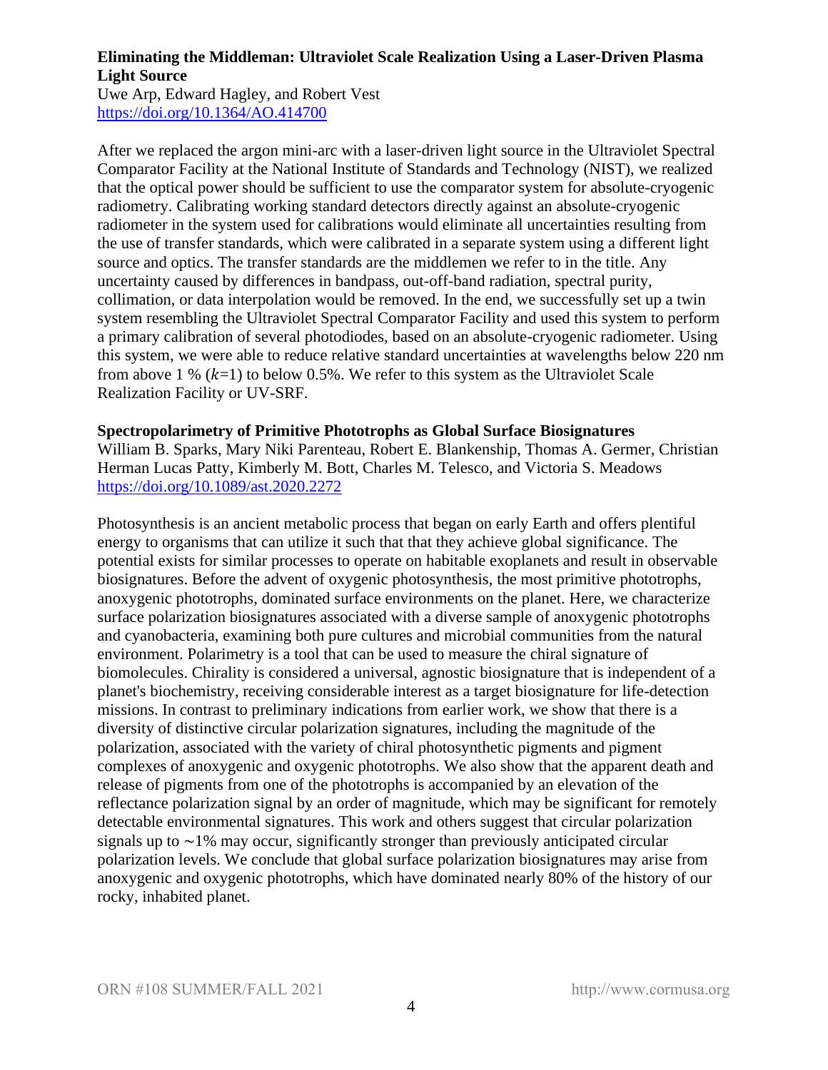**Eliminating the Middleman: Ultraviolet Scale Realization Using a Laser-Driven Plasma Light Source**

Uwe Arp, Edward Hagley, and Robert Vest

https://doi.org/10.1364/AO.414700

After we replaced the argon mini-arc with a laser-driven light source in the Ultraviolet Spectral Comparator Facility at the National Institute of Standards and Technology (NIST), we realized that the optical power should be sufficient to use the comparator system for absolute-cryogenic radiometry. Calibrating working standard detectors directly against an absolute-cryogenic radiometer in the system used for calibrations would eliminate all uncertainties resulting from the use of transfer standards, which were calibrated in a separate system using a different light source and optics. The transfer standards are the middlemen we refer to in the title. Any uncertainty caused by differences in bandpass, out-off-band radiation, spectral purity, collimation, or data interpolation would be removed. In the end, we successfully set up a twin system resembling the Ultraviolet Spectral Comparator Facility and used this system to perform a primary calibration of several photodiodes, based on an absolute-cryogenic radiometer. Using this system, we were able to reduce relative standard uncertainties at wavelengths below 220 nm from above 1 % ($k$=1) to below 0.5%. We refer to this system as the Ultraviolet Scale Realization Facility or UV-SRF.

**Spectropolarimetry of Primitive Phototrophs as Global Surface Biosignatures**

William B. Sparks, Mary Niki Parenteau, Robert E. Blankenship, Thomas A. Germer, Christian Herman Lucas Patty, Kimberly M. Bott, Charles M. Telesco, and Victoria S. Meadows

https://doi.org/10.1089/ast.2020.2272

Photosynthesis is an ancient metabolic process that began on early Earth and offers plentiful energy to organisms that can utilize it such that that they achieve global significance. The potential exists for similar processes to operate on habitable exoplanets and result in observable biosignatures. Before the advent of oxygenic photosynthesis, the most primitive phototrophs, anoxygenic phototrophs, dominated surface environments on the planet. Here, we characterize surface polarization biosignatures associated with a diverse sample of anoxygenic phototrophs and cyanobacteria, examining both pure cultures and microbial communities from the natural environment. Polarimetry is a tool that can be used to measure the chiral signature of biomolecules. Chirality is considered a universal, agnostic biosignature that is independent of a planet's biochemistry, receiving considerable interest as a target biosignature for life-detection missions. In contrast to preliminary indications from earlier work, we show that there is a diversity of distinctive circular polarization signatures, including the magnitude of the polarization, associated with the variety of chiral photosynthetic pigments and pigment complexes of anoxygenic and oxygenic phototrophs. We also show that the apparent death and release of pigments from one of the phototrophs is accompanied by an elevation of the reflectance polarization signal by an order of magnitude, which may be significant for remotely detectable environmental signatures. This work and others suggest that circular polarization signals up to ∼1% may occur, significantly stronger than previously anticipated circular polarization levels. We conclude that global surface polarization biosignatures may arise from anoxygenic and oxygenic phototrophs, which have dominated nearly 80% of the history of our rocky, inhabited planet.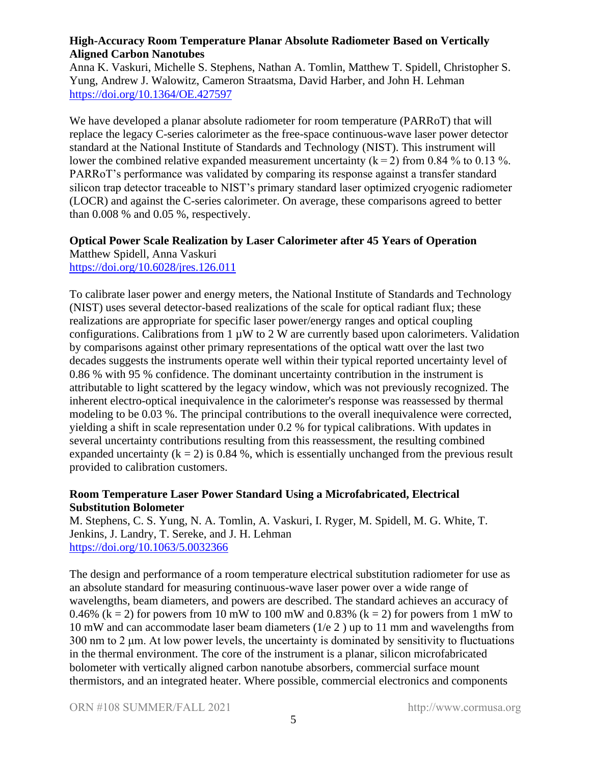**High-Accuracy Room Temperature Planar Absolute Radiometer Based on Vertically Aligned Carbon Nanotubes**

Anna K. Vaskuri, Michelle S. Stephens, Nathan A. Tomlin, Matthew T. Spidell, Christopher S. Yung, Andrew J. Walowitz, Cameron Straatsma, David Harber, and John H. Lehman
https://doi.org/10.1364/OE.427597

We have developed a planar absolute radiometer for room temperature (PARRoT) that will replace the legacy C-series calorimeter as the free-space continuous-wave laser power detector standard at the National Institute of Standards and Technology (NIST). This instrument will lower the combined relative expanded measurement uncertainty ($k = 2$) from 0.84 % to 0.13 %. PARRoT's performance was validated by comparing its response against a transfer standard silicon trap detector traceable to NIST's primary standard laser optimized cryogenic radiometer (LOCR) and against the C-series calorimeter. On average, these comparisons agreed to better than 0.008 % and 0.05 %, respectively.

**Optical Power Scale Realization by Laser Calorimeter after 45 Years of Operation**

Matthew Spidell, Anna Vaskuri
https://doi.org/10.6028/jres.126.011

To calibrate laser power and energy meters, the National Institute of Standards and Technology (NIST) uses several detector-based realizations of the scale for optical radiant flux; these realizations are appropriate for specific laser power/energy ranges and optical coupling configurations. Calibrations from 1 µW to 2 W are currently based upon calorimeters. Validation by comparisons against other primary representations of the optical watt over the last two decades suggests the instruments operate well within their typical reported uncertainty level of 0.86 % with 95 % confidence. The dominant uncertainty contribution in the instrument is attributable to light scattered by the legacy window, which was not previously recognized. The inherent electro-optical inequivalence in the calorimeter's response was reassessed by thermal modeling to be 0.03 %. The principal contributions to the overall inequivalence were corrected, yielding a shift in scale representation under 0.2 % for typical calibrations. With updates in several uncertainty contributions resulting from this reassessment, the resulting combined expanded uncertainty ($k = 2$) is 0.84 %, which is essentially unchanged from the previous result provided to calibration customers.

**Room Temperature Laser Power Standard Using a Microfabricated, Electrical Substitution Bolometer**

M. Stephens, C. S. Yung, N. A. Tomlin, A. Vaskuri, I. Ryger, M. Spidell, M. G. White, T. Jenkins, J. Landry, T. Sereke, and J. H. Lehman
https://doi.org/10.1063/5.0032366

The design and performance of a room temperature electrical substitution radiometer for use as an absolute standard for measuring continuous-wave laser power over a wide range of wavelengths, beam diameters, and powers are described. The standard achieves an accuracy of 0.46% ($k = 2$) for powers from 10 mW to 100 mW and 0.83% ($k = 2$) for powers from 1 mW to 10 mW and can accommodate laser beam diameters ($1/e^2$) up to 11 mm and wavelengths from 300 nm to 2 μm. At low power levels, the uncertainty is dominated by sensitivity to fluctuations in the thermal environment. The core of the instrument is a planar, silicon microfabricated bolometer with vertically aligned carbon nanotube absorbers, commercial surface mount thermistors, and an integrated heater. Where possible, commercial electronics and components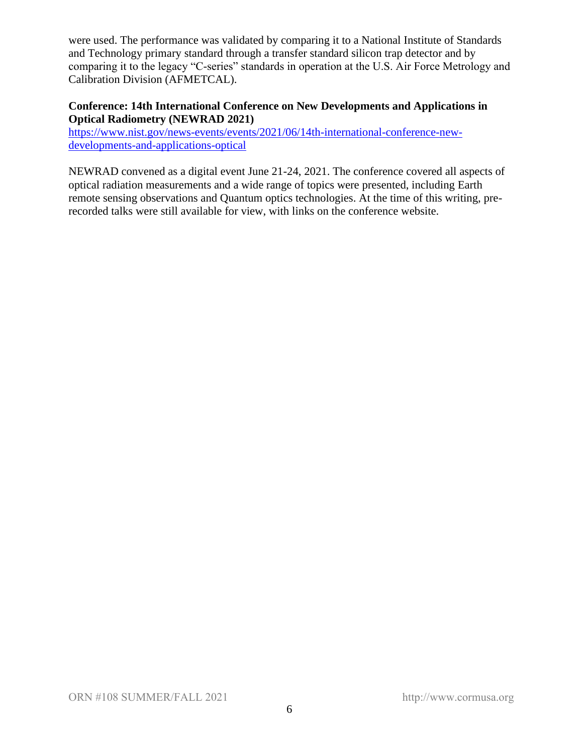were used. The performance was validated by comparing it to a National Institute of Standards and Technology primary standard through a transfer standard silicon trap detector and by comparing it to the legacy "C-series" standards in operation at the U.S. Air Force Metrology and Calibration Division (AFMETCAL).

**Conference: 14th International Conference on New Developments and Applications in Optical Radiometry (NEWRAD 2021)**
https://www.nist.gov/news-events/events/2021/06/14th-international-conference-new-developments-and-applications-optical

NEWRAD convened as a digital event June 21-24, 2021. The conference covered all aspects of optical radiation measurements and a wide range of topics were presented, including Earth remote sensing observations and Quantum optics technologies. At the time of this writing, pre-recorded talks were still available for view, with links on the conference website.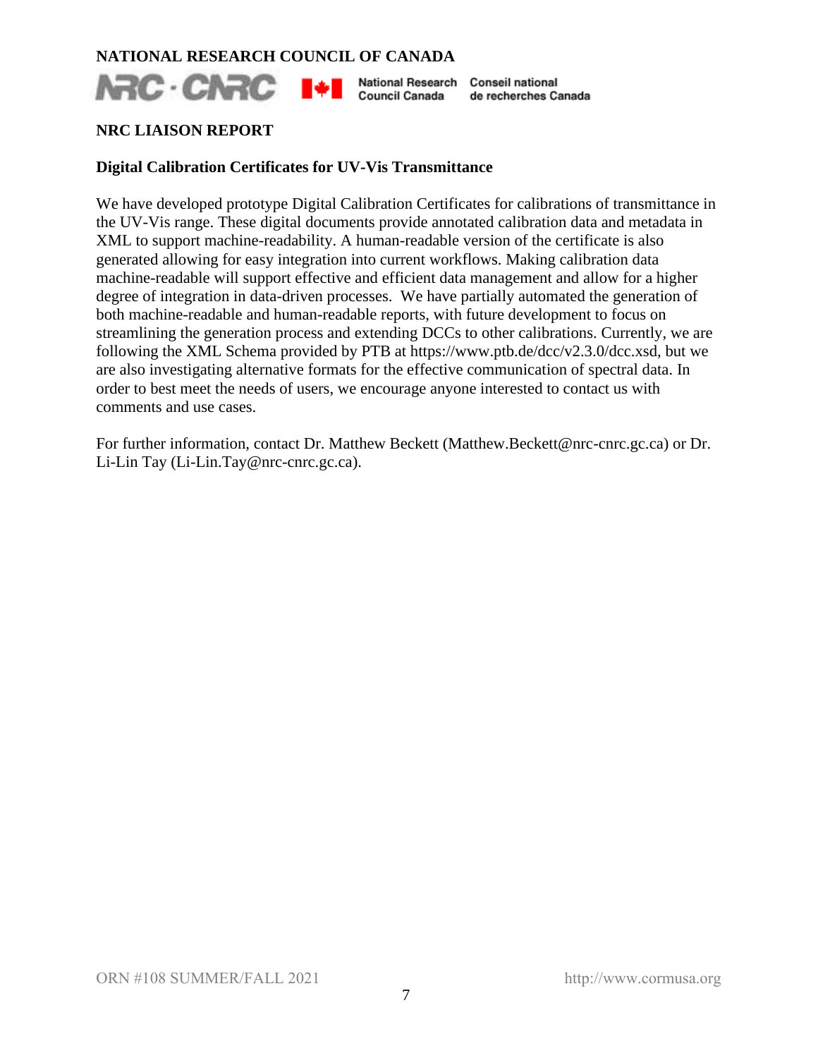# NATIONAL RESEARCH COUNCIL OF CANADA

NRC · CNRC National Research Council Canada Conseil national de recherches Canada

## NRC LIAISON REPORT

### Digital Calibration Certificates for UV-Vis Transmittance

We have developed prototype Digital Calibration Certificates for calibrations of transmittance in the UV-Vis range. These digital documents provide annotated calibration data and metadata in XML to support machine-readability. A human-readable version of the certificate is also generated allowing for easy integration into current workflows. Making calibration data machine-readable will support effective and efficient data management and allow for a higher degree of integration in data-driven processes. We have partially automated the generation of both machine-readable and human-readable reports, with future development to focus on streamlining the generation process and extending DCCs to other calibrations. Currently, we are following the XML Schema provided by PTB at https://www.ptb.de/dcc/v2.3.0/dcc.xsd, but we are also investigating alternative formats for the effective communication of spectral data. In order to best meet the needs of users, we encourage anyone interested to contact us with comments and use cases.

For further information, contact Dr. Matthew Beckett (Matthew.Beckett@nrc-cnrc.gc.ca) or Dr. Li-Lin Tay (Li-Lin.Tay@nrc-cnrc.gc.ca).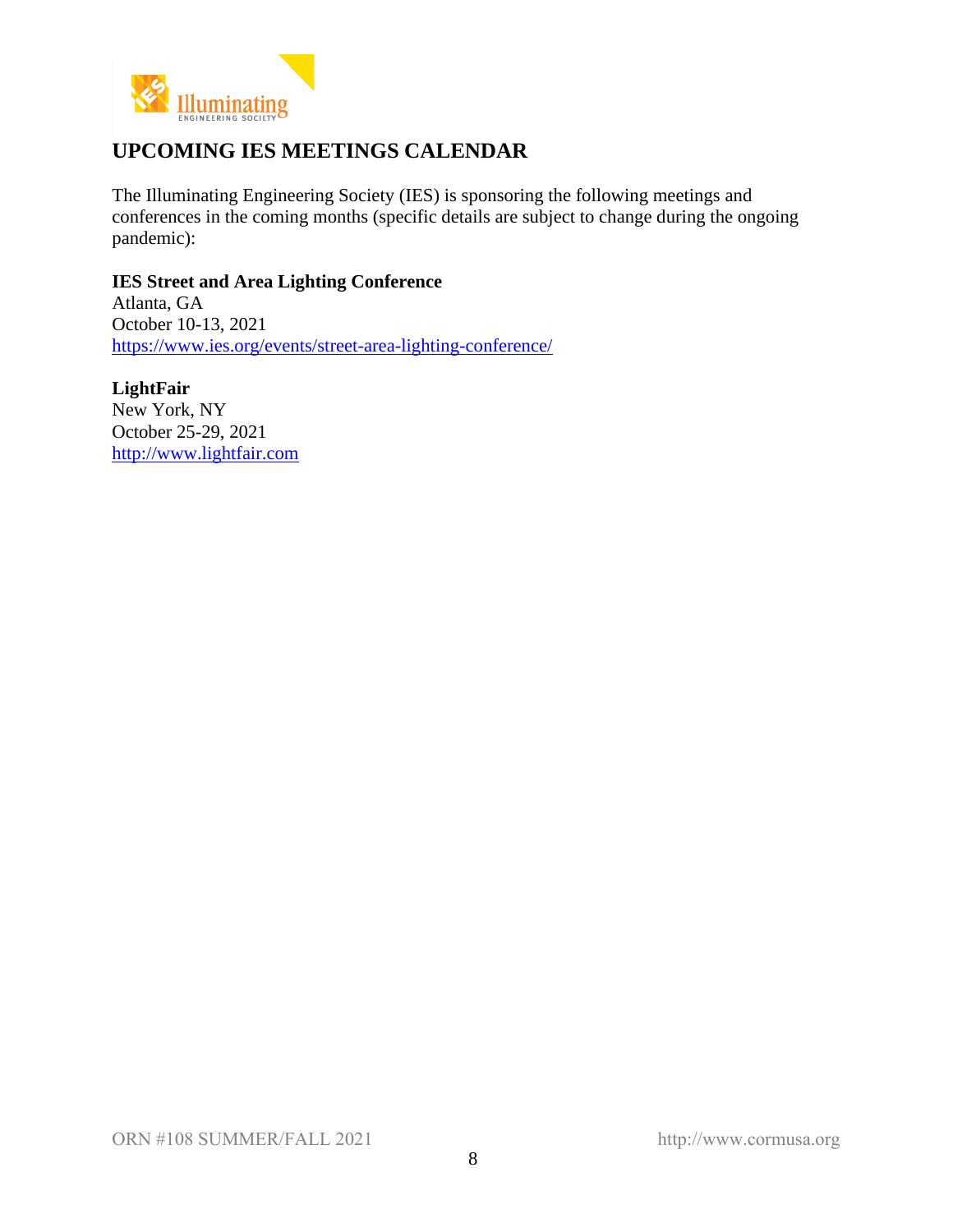## UPCOMING IES MEETINGS CALENDAR

The Illuminating Engineering Society (IES) is sponsoring the following meetings and conferences in the coming months (specific details are subject to change during the ongoing pandemic):

**IES Street and Area Lighting Conference**
Atlanta, GA
October 10-13, 2021
https://www.ies.org/events/street-area-lighting-conference/

**LightFair**
New York, NY
October 25-29, 2021
http://www.lightfair.com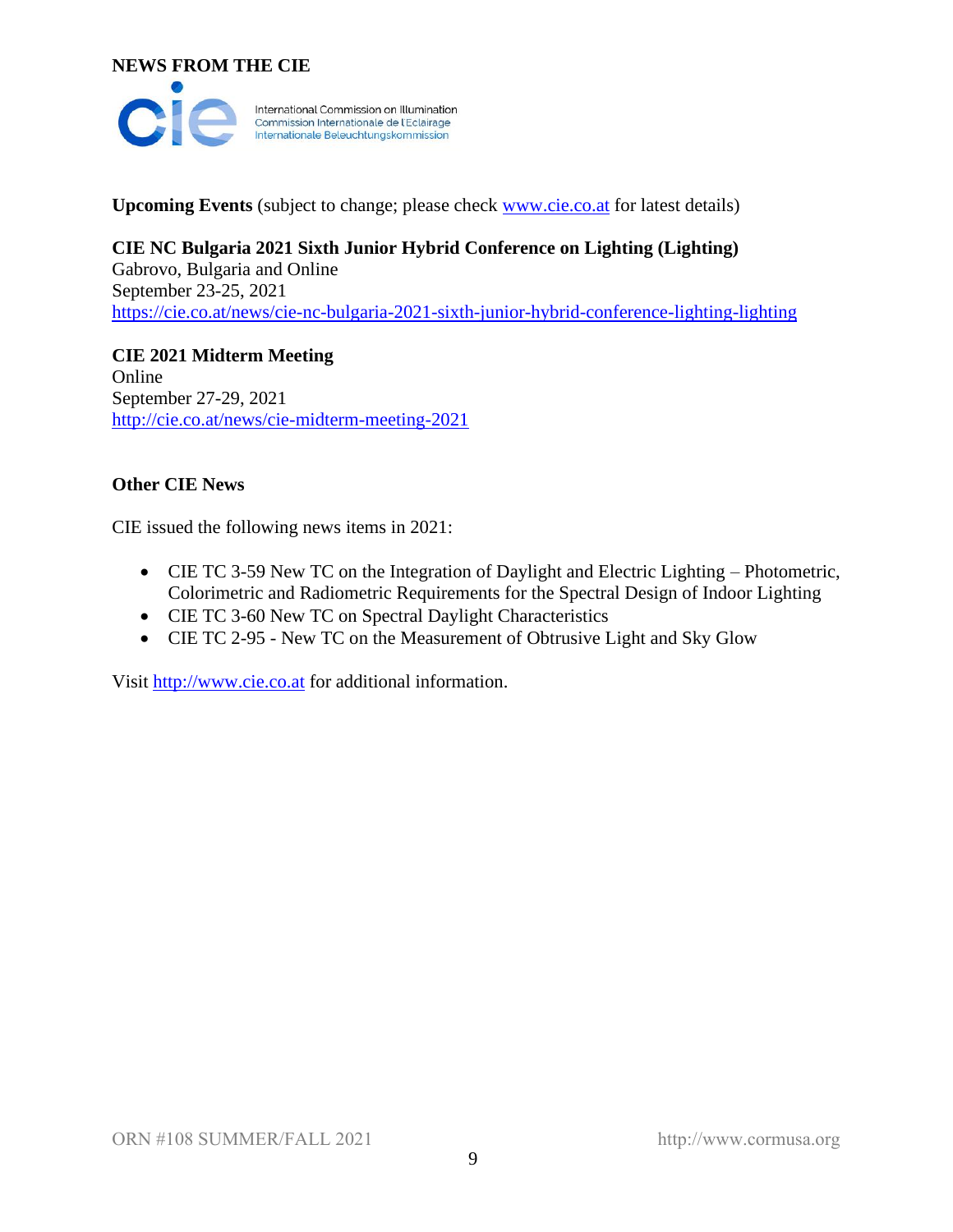## NEWS FROM THE CIE

International Commission on Illumination
Commission Internationale de l'Eclairage
Internationale Beleuchtungskommission

**Upcoming Events** (subject to change; please check www.cie.co.at for latest details)

**CIE NC Bulgaria 2021 Sixth Junior Hybrid Conference on Lighting (Lighting)**
Gabrovo, Bulgaria and Online
September 23-25, 2021
https://cie.co.at/news/cie-nc-bulgaria-2021-sixth-junior-hybrid-conference-lighting-lighting

**CIE 2021 Midterm Meeting**
Online
September 27-29, 2021
http://cie.co.at/news/cie-midterm-meeting-2021

### Other CIE News

CIE issued the following news items in 2021:

- CIE TC 3-59 New TC on the Integration of Daylight and Electric Lighting – Photometric, Colorimetric and Radiometric Requirements for the Spectral Design of Indoor Lighting
- CIE TC 3-60 New TC on Spectral Daylight Characteristics
- CIE TC 2-95 - New TC on the Measurement of Obtrusive Light and Sky Glow

Visit http://www.cie.co.at for additional information.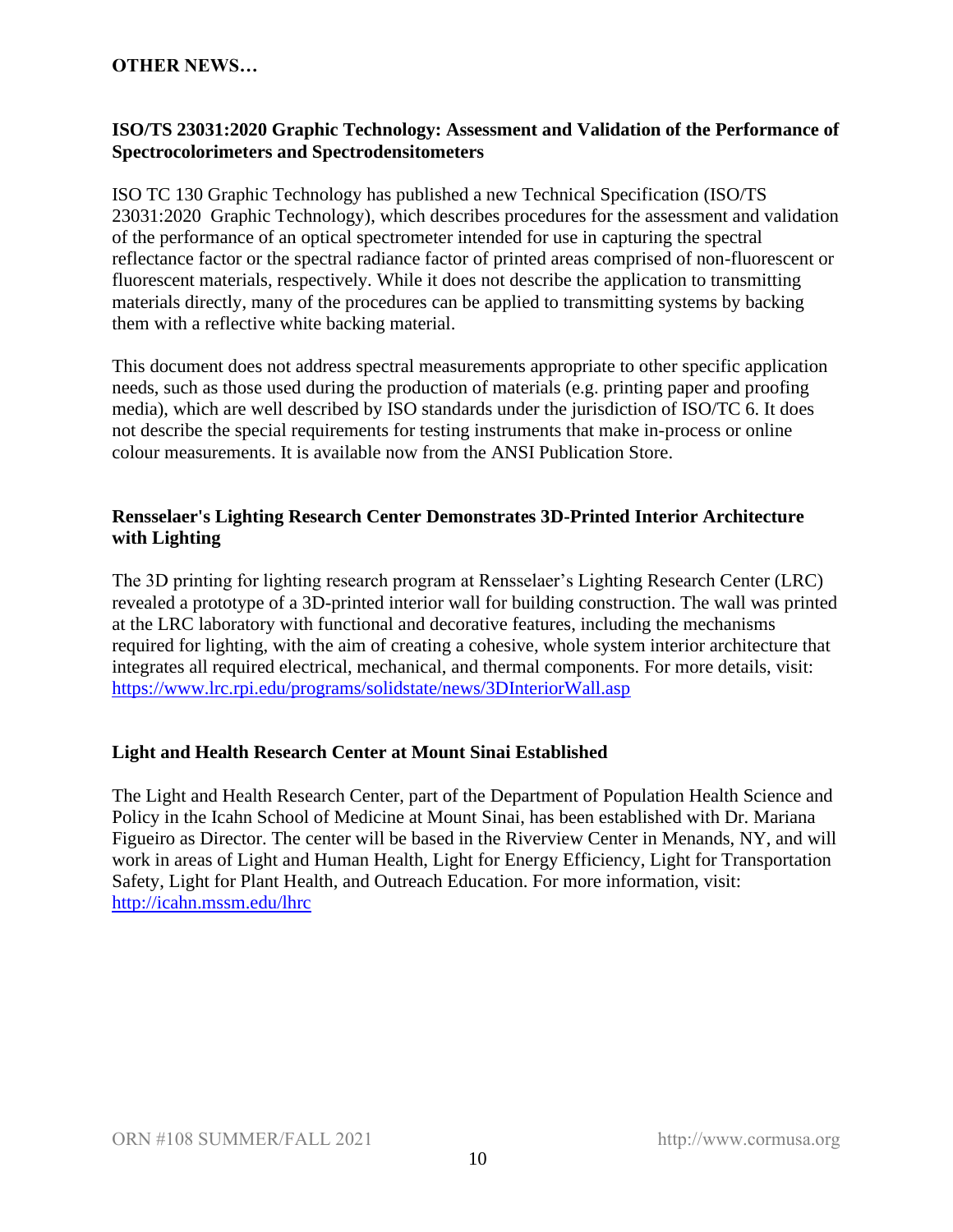## OTHER NEWS…

### ISO/TS 23031:2020 Graphic Technology: Assessment and Validation of the Performance of Spectrocolorimeters and Spectrodensitometers

ISO TC 130 Graphic Technology has published a new Technical Specification (ISO/TS 23031:2020 Graphic Technology), which describes procedures for the assessment and validation of the performance of an optical spectrometer intended for use in capturing the spectral reflectance factor or the spectral radiance factor of printed areas comprised of non-fluorescent or fluorescent materials, respectively. While it does not describe the application to transmitting materials directly, many of the procedures can be applied to transmitting systems by backing them with a reflective white backing material.

This document does not address spectral measurements appropriate to other specific application needs, such as those used during the production of materials (e.g. printing paper and proofing media), which are well described by ISO standards under the jurisdiction of ISO/TC 6. It does not describe the special requirements for testing instruments that make in-process or online colour measurements. It is available now from the ANSI Publication Store.

### Rensselaer's Lighting Research Center Demonstrates 3D-Printed Interior Architecture with Lighting

The 3D printing for lighting research program at Rensselaer's Lighting Research Center (LRC) revealed a prototype of a 3D-printed interior wall for building construction. The wall was printed at the LRC laboratory with functional and decorative features, including the mechanisms required for lighting, with the aim of creating a cohesive, whole system interior architecture that integrates all required electrical, mechanical, and thermal components. For more details, visit: https://www.lrc.rpi.edu/programs/solidstate/news/3DInteriorWall.asp

### Light and Health Research Center at Mount Sinai Established

The Light and Health Research Center, part of the Department of Population Health Science and Policy in the Icahn School of Medicine at Mount Sinai, has been established with Dr. Mariana Figueiro as Director. The center will be based in the Riverview Center in Menands, NY, and will work in areas of Light and Human Health, Light for Energy Efficiency, Light for Transportation Safety, Light for Plant Health, and Outreach Education. For more information, visit: http://icahn.mssm.edu/lhrc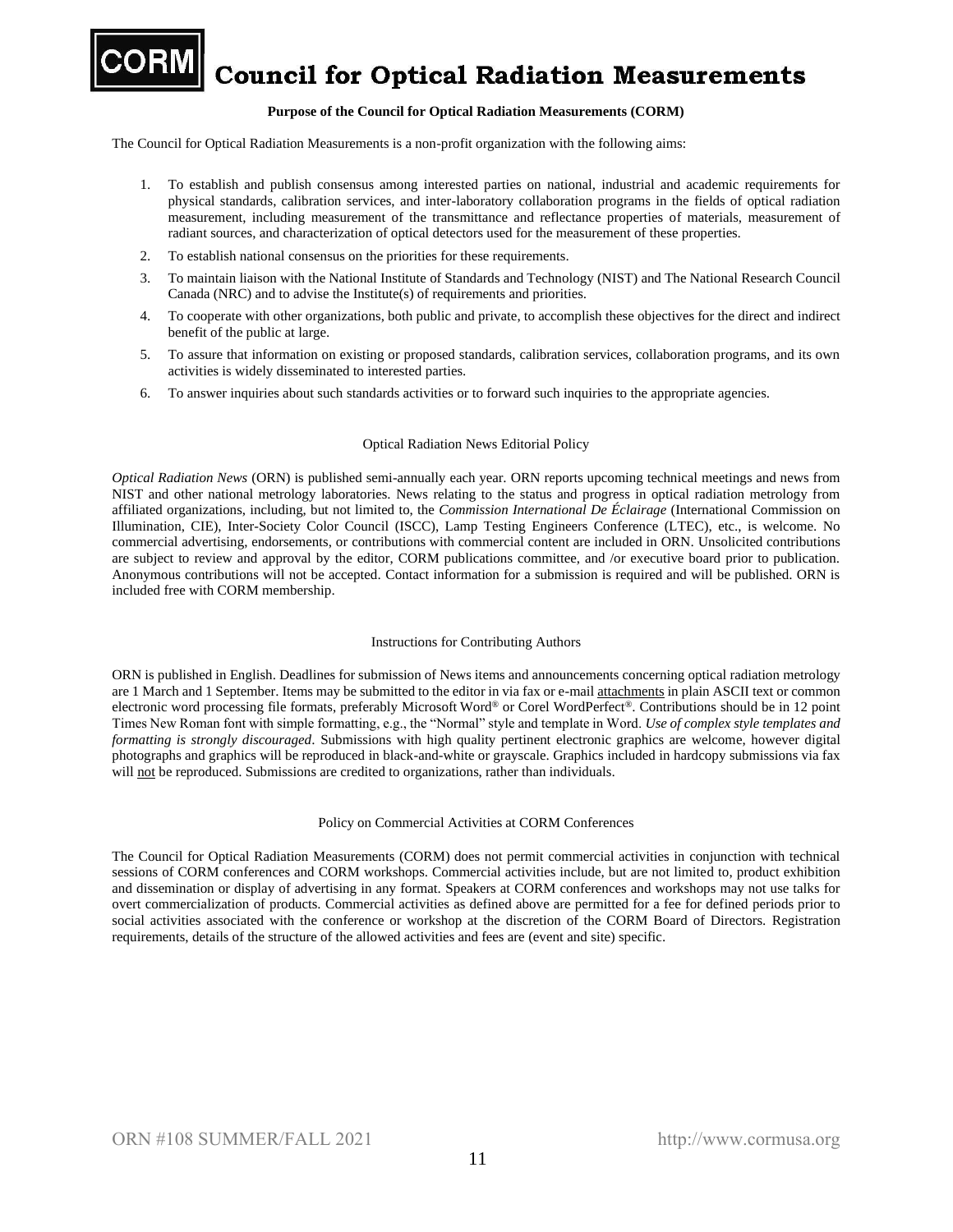# Council for Optical Radiation Measurements

**Purpose of the Council for Optical Radiation Measurements (CORM)**

The Council for Optical Radiation Measurements is a non-profit organization with the following aims:

1. To establish and publish consensus among interested parties on national, industrial and academic requirements for physical standards, calibration services, and inter-laboratory collaboration programs in the fields of optical radiation measurement, including measurement of the transmittance and reflectance properties of materials, measurement of radiant sources, and characterization of optical detectors used for the measurement of these properties.
2. To establish national consensus on the priorities for these requirements.
3. To maintain liaison with the National Institute of Standards and Technology (NIST) and The National Research Council Canada (NRC) and to advise the Institute(s) of requirements and priorities.
4. To cooperate with other organizations, both public and private, to accomplish these objectives for the direct and indirect benefit of the public at large.
5. To assure that information on existing or proposed standards, calibration services, collaboration programs, and its own activities is widely disseminated to interested parties.
6. To answer inquiries about such standards activities or to forward such inquiries to the appropriate agencies.

## Optical Radiation News Editorial Policy

*Optical Radiation News* (ORN) is published semi-annually each year. ORN reports upcoming technical meetings and news from NIST and other national metrology laboratories. News relating to the status and progress in optical radiation metrology from affiliated organizations, including, but not limited to, the *Commission International De Éclairage* (International Commission on Illumination, CIE), Inter-Society Color Council (ISCC), Lamp Testing Engineers Conference (LTEC), etc., is welcome. No commercial advertising, endorsements, or contributions with commercial content are included in ORN. Unsolicited contributions are subject to review and approval by the editor, CORM publications committee, and /or executive board prior to publication. Anonymous contributions will not be accepted. Contact information for a submission is required and will be published. ORN is included free with CORM membership.

## Instructions for Contributing Authors

ORN is published in English. Deadlines for submission of News items and announcements concerning optical radiation metrology are 1 March and 1 September. Items may be submitted to the editor in via fax or e-mail attachments in plain ASCII text or common electronic word processing file formats, preferably Microsoft Word® or Corel WordPerfect®. Contributions should be in 12 point Times New Roman font with simple formatting, e.g., the "Normal" style and template in Word. *Use of complex style templates and formatting is strongly discouraged*. Submissions with high quality pertinent electronic graphics are welcome, however digital photographs and graphics will be reproduced in black-and-white or grayscale. Graphics included in hardcopy submissions via fax will not be reproduced. Submissions are credited to organizations, rather than individuals.

## Policy on Commercial Activities at CORM Conferences

The Council for Optical Radiation Measurements (CORM) does not permit commercial activities in conjunction with technical sessions of CORM conferences and CORM workshops. Commercial activities include, but are not limited to, product exhibition and dissemination or display of advertising in any format. Speakers at CORM conferences and workshops may not use talks for overt commercialization of products. Commercial activities as defined above are permitted for a fee for defined periods prior to social activities associated with the conference or workshop at the discretion of the CORM Board of Directors. Registration requirements, details of the structure of the allowed activities and fees are (event and site) specific.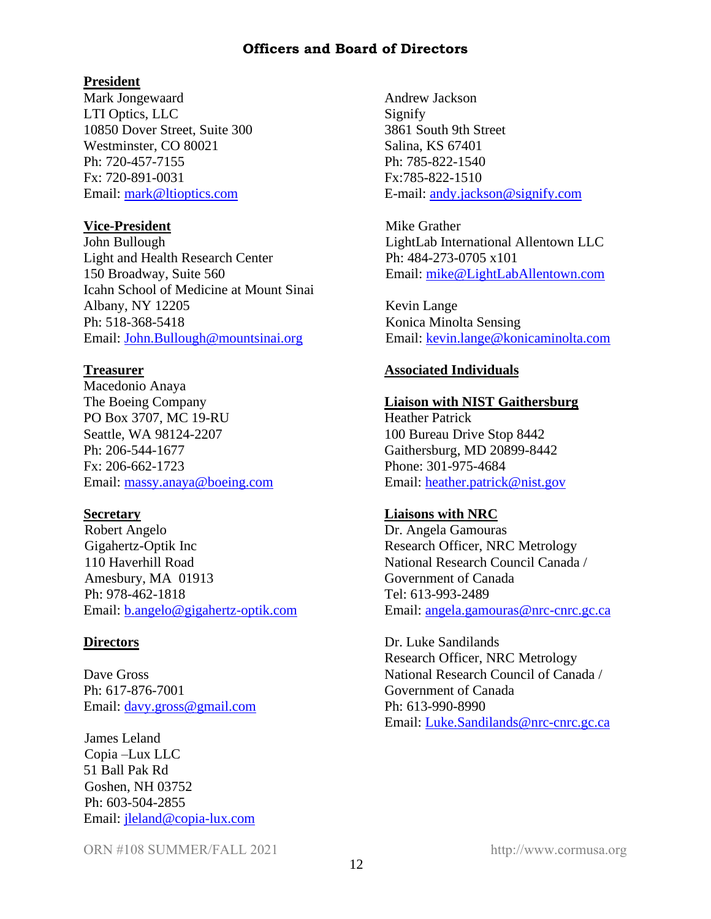# Officers and Board of Directors

**President**

Mark Jongewaard
LTI Optics, LLC
10850 Dover Street, Suite 300
Westminster, CO 80021
Ph: 720-457-7155
Fx: 720-891-0031
Email: mark@ltioptics.com

**Vice-President**

John Bullough
Light and Health Research Center
150 Broadway, Suite 560
Icahn School of Medicine at Mount Sinai
Albany, NY 12205
Ph: 518-368-5418
Email: John.Bullough@mountsinai.org

**Treasurer**

Macedonio Anaya
The Boeing Company
PO Box 3707, MC 19-RU
Seattle, WA 98124-2207
Ph: 206-544-1677
Fx: 206-662-1723
Email: massy.anaya@boeing.com

**Secretary**

Robert Angelo
Gigahertz-Optik Inc
110 Haverhill Road
Amesbury, MA 01913
Ph: 978-462-1818
Email: b.angelo@gigahertz-optik.com

**Directors**

Dave Gross
Ph: 617-876-7001
Email: davy.gross@gmail.com

James Leland
Copia –Lux LLC
51 Ball Pak Rd
Goshen, NH 03752
Ph: 603-504-2855
Email: jleland@copia-lux.com

Andrew Jackson
Signify
3861 South 9th Street
Salina, KS 67401
Ph: 785-822-1540
Fx:785-822-1510
E-mail: andy.jackson@signify.com

Mike Grather
LightLab International Allentown LLC
Ph: 484-273-0705 x101
Email: mike@LightLabAllentown.com

Kevin Lange
Konica Minolta Sensing
Email: kevin.lange@konicaminolta.com

**Associated Individuals**

**Liaison with NIST Gaithersburg**

Heather Patrick
100 Bureau Drive Stop 8442
Gaithersburg, MD 20899-8442
Phone: 301-975-4684
Email: heather.patrick@nist.gov

**Liaisons with NRC**

Dr. Angela Gamouras
Research Officer, NRC Metrology
National Research Council Canada /
Government of Canada
Tel: 613-993-2489
Email: angela.gamouras@nrc-cnrc.gc.ca

Dr. Luke Sandilands
Research Officer, NRC Metrology
National Research Council of Canada /
Government of Canada
Ph: 613-990-8990
Email: Luke.Sandilands@nrc-cnrc.gc.ca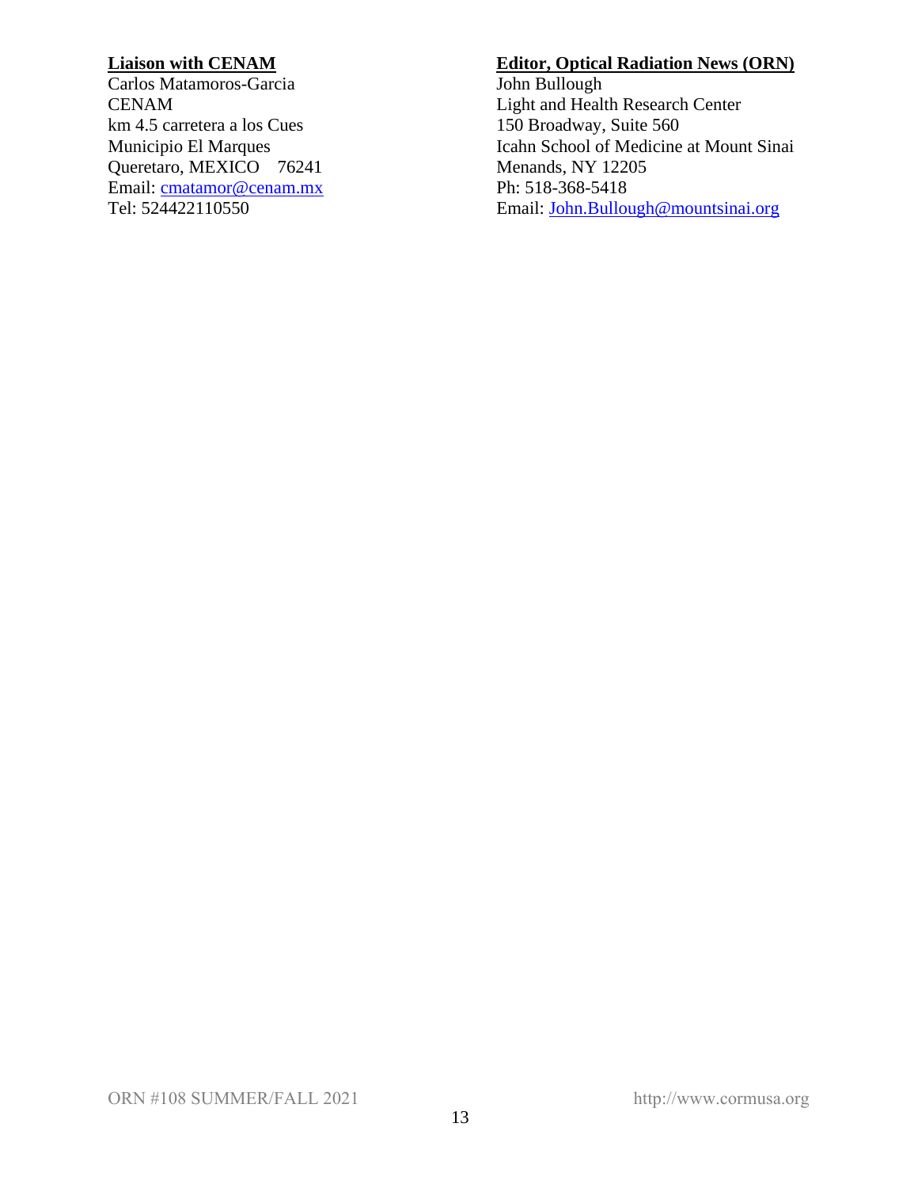**Liaison with CENAM**
Carlos Matamoros-Garcia
CENAM
km 4.5 carretera a los Cues
Municipio El Marques
Queretaro, MEXICO 76241
Email: cmatamor@cenam.mx
Tel: 524422110550

**Editor, Optical Radiation News (ORN)**
John Bullough
Light and Health Research Center
150 Broadway, Suite 560
Icahn School of Medicine at Mount Sinai
Menands, NY 12205
Ph: 518-368-5418
Email: John.Bullough@mountsinai.org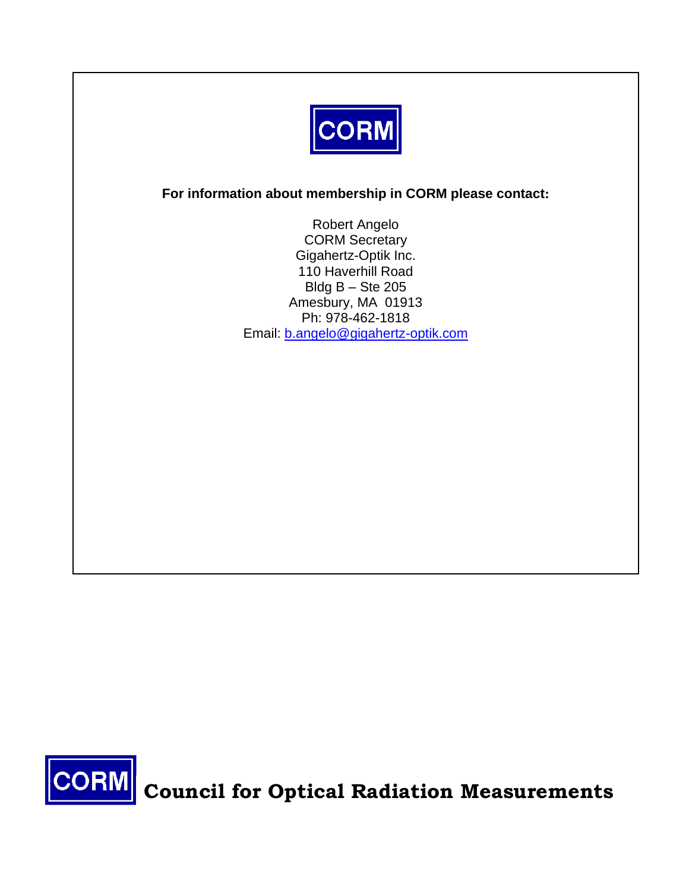CORM

**For information about membership in CORM please contact:**

Robert Angelo
CORM Secretary
Gigahertz-Optik Inc.
110 Haverhill Road
Bldg B – Ste 205
Amesbury, MA  01913
Ph: 978-462-1818
Email: b.angelo@gigahertz-optik.com

CORM **Council for Optical Radiation Measurements**